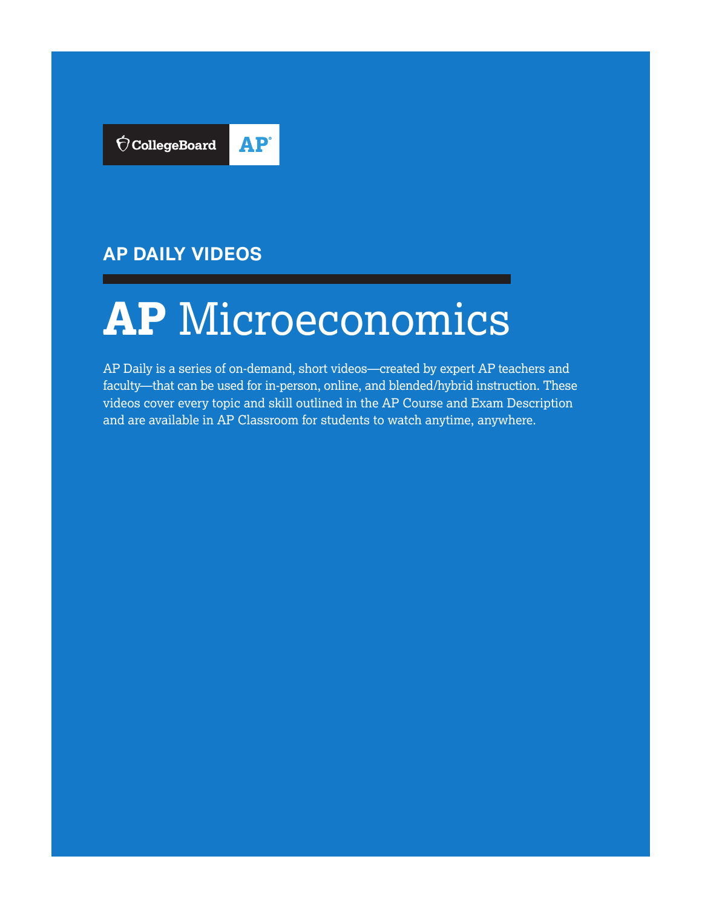CollegeBoard AP

## AP DAILY VIDEOS

# AP Microeconomics

AP Daily is a series of on-demand, short videos—created by expert AP teachers and faculty—that can be used for in-person, online, and blended/hybrid instruction. These videos cover every topic and skill outlined in the AP Course and Exam Description and are available in AP Classroom for students to watch anytime, anywhere.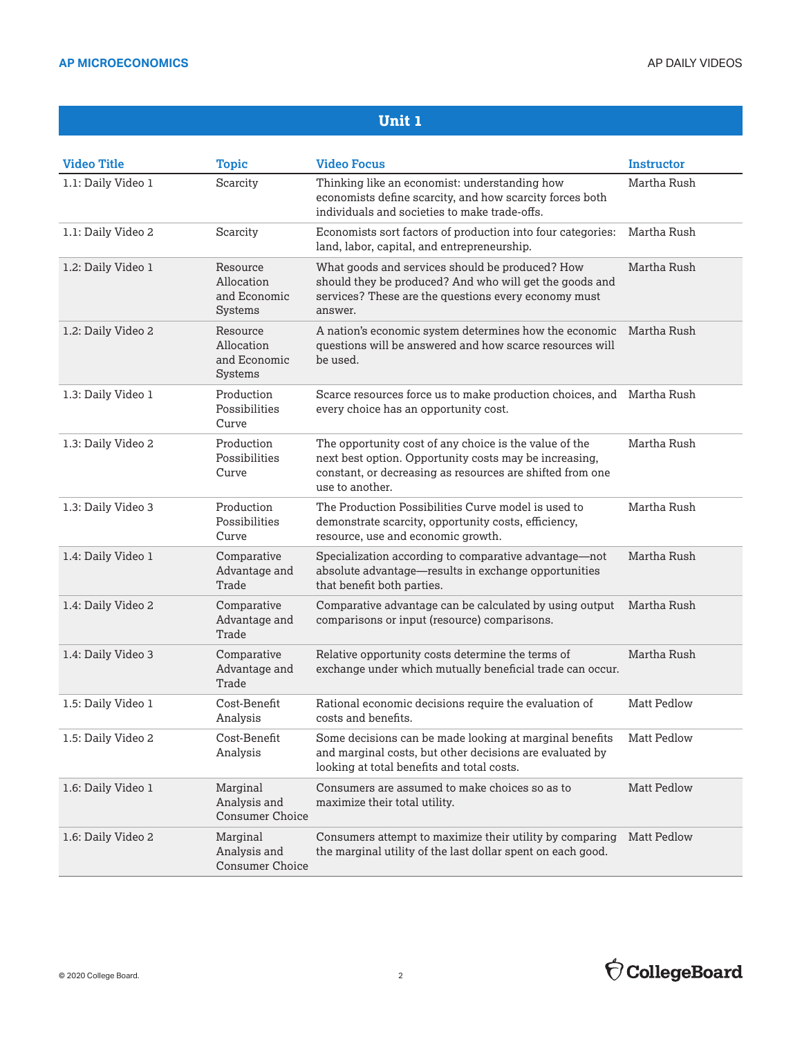## Unit 1

| Video Title | Topic | Video Focus | Instructor |
|---|---|---|---|
| 1.1: Daily Video 1 | Scarcity | Thinking like an economist: understanding how economists define scarcity, and how scarcity forces both individuals and societies to make trade-offs. | Martha Rush |
| 1.1: Daily Video 2 | Scarcity | Economists sort factors of production into four categories: land, labor, capital, and entrepreneurship. | Martha Rush |
| 1.2: Daily Video 1 | Resource Allocation and Economic Systems | What goods and services should be produced? How should they be produced? And who will get the goods and services? These are the questions every economy must answer. | Martha Rush |
| 1.2: Daily Video 2 | Resource Allocation and Economic Systems | A nation's economic system determines how the economic questions will be answered and how scarce resources will be used. | Martha Rush |
| 1.3: Daily Video 1 | Production Possibilities Curve | Scarce resources force us to make production choices, and every choice has an opportunity cost. | Martha Rush |
| 1.3: Daily Video 2 | Production Possibilities Curve | The opportunity cost of any choice is the value of the next best option. Opportunity costs may be increasing, constant, or decreasing as resources are shifted from one use to another. | Martha Rush |
| 1.3: Daily Video 3 | Production Possibilities Curve | The Production Possibilities Curve model is used to demonstrate scarcity, opportunity costs, efficiency, resource, use and economic growth. | Martha Rush |
| 1.4: Daily Video 1 | Comparative Advantage and Trade | Specialization according to comparative advantage—not absolute advantage—results in exchange opportunities that benefit both parties. | Martha Rush |
| 1.4: Daily Video 2 | Comparative Advantage and Trade | Comparative advantage can be calculated by using output comparisons or input (resource) comparisons. | Martha Rush |
| 1.4: Daily Video 3 | Comparative Advantage and Trade | Relative opportunity costs determine the terms of exchange under which mutually beneficial trade can occur. | Martha Rush |
| 1.5: Daily Video 1 | Cost-Benefit Analysis | Rational economic decisions require the evaluation of costs and benefits. | Matt Pedlow |
| 1.5: Daily Video 2 | Cost-Benefit Analysis | Some decisions can be made looking at marginal benefits and marginal costs, but other decisions are evaluated by looking at total benefits and total costs. | Matt Pedlow |
| 1.6: Daily Video 1 | Marginal Analysis and Consumer Choice | Consumers are assumed to make choices so as to maximize their total utility. | Matt Pedlow |
| 1.6: Daily Video 2 | Marginal Analysis and Consumer Choice | Consumers attempt to maximize their utility by comparing the marginal utility of the last dollar spent on each good. | Matt Pedlow |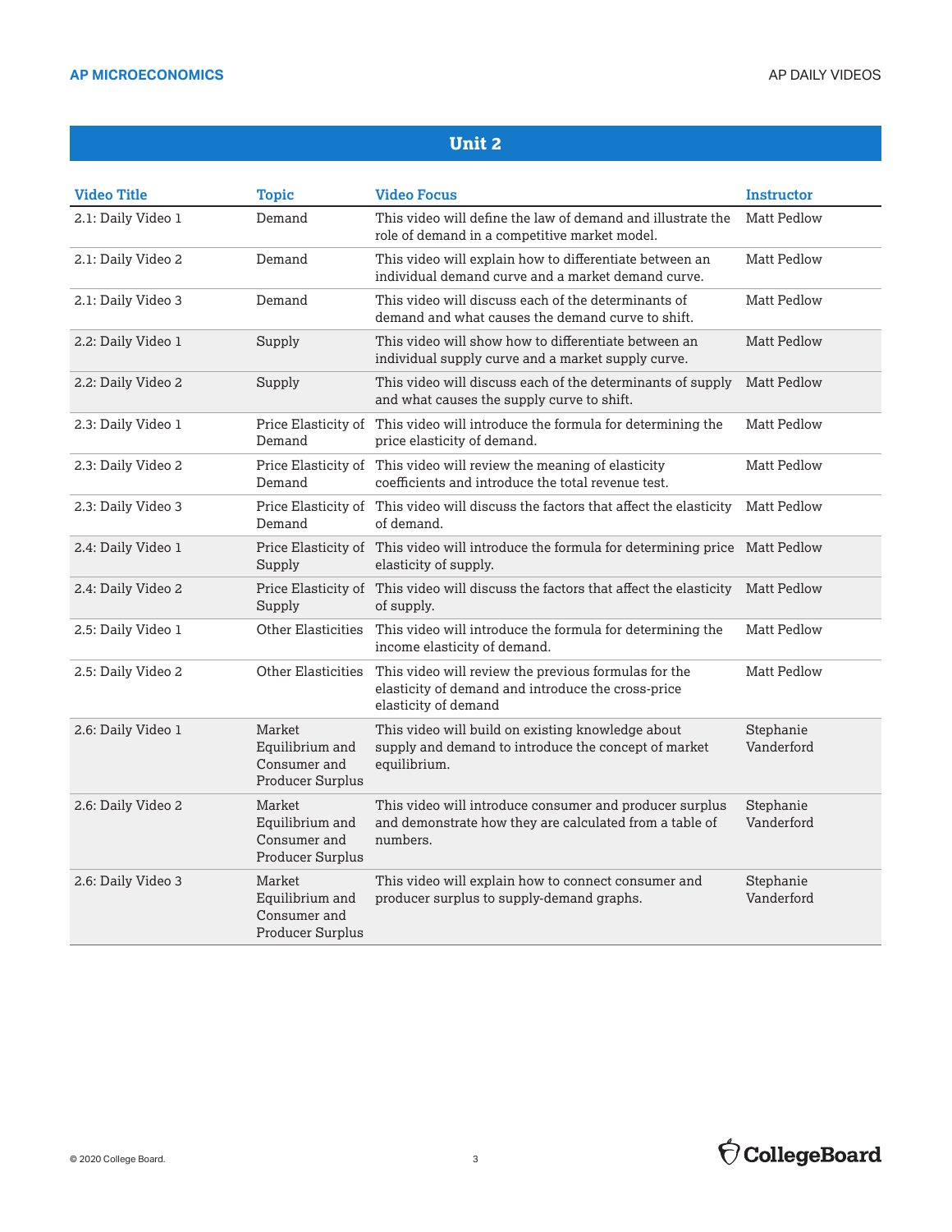## Unit 2

| Video Title | Topic | Video Focus | Instructor |
|---|---|---|---|
| 2.1: Daily Video 1 | Demand | This video will define the law of demand and illustrate the role of demand in a competitive market model. | Matt Pedlow |
| 2.1: Daily Video 2 | Demand | This video will explain how to differentiate between an individual demand curve and a market demand curve. | Matt Pedlow |
| 2.1: Daily Video 3 | Demand | This video will discuss each of the determinants of demand and what causes the demand curve to shift. | Matt Pedlow |
| 2.2: Daily Video 1 | Supply | This video will show how to differentiate between an individual supply curve and a market supply curve. | Matt Pedlow |
| 2.2: Daily Video 2 | Supply | This video will discuss each of the determinants of supply and what causes the supply curve to shift. | Matt Pedlow |
| 2.3: Daily Video 1 | Price Elasticity of Demand | This video will introduce the formula for determining the price elasticity of demand. | Matt Pedlow |
| 2.3: Daily Video 2 | Price Elasticity of Demand | This video will review the meaning of elasticity coefficients and introduce the total revenue test. | Matt Pedlow |
| 2.3: Daily Video 3 | Price Elasticity of Demand | This video will discuss the factors that affect the elasticity of demand. | Matt Pedlow |
| 2.4: Daily Video 1 | Price Elasticity of Supply | This video will introduce the formula for determining price elasticity of supply. | Matt Pedlow |
| 2.4: Daily Video 2 | Price Elasticity of Supply | This video will discuss the factors that affect the elasticity of supply. | Matt Pedlow |
| 2.5: Daily Video 1 | Other Elasticities | This video will introduce the formula for determining the income elasticity of demand. | Matt Pedlow |
| 2.5: Daily Video 2 | Other Elasticities | This video will review the previous formulas for the elasticity of demand and introduce the cross-price elasticity of demand | Matt Pedlow |
| 2.6: Daily Video 1 | Market Equilibrium and Consumer and Producer Surplus | This video will build on existing knowledge about supply and demand to introduce the concept of market equilibrium. | Stephanie Vanderford |
| 2.6: Daily Video 2 | Market Equilibrium and Consumer and Producer Surplus | This video will introduce consumer and producer surplus and demonstrate how they are calculated from a table of numbers. | Stephanie Vanderford |
| 2.6: Daily Video 3 | Market Equilibrium and Consumer and Producer Surplus | This video will explain how to connect consumer and producer surplus to supply-demand graphs. | Stephanie Vanderford |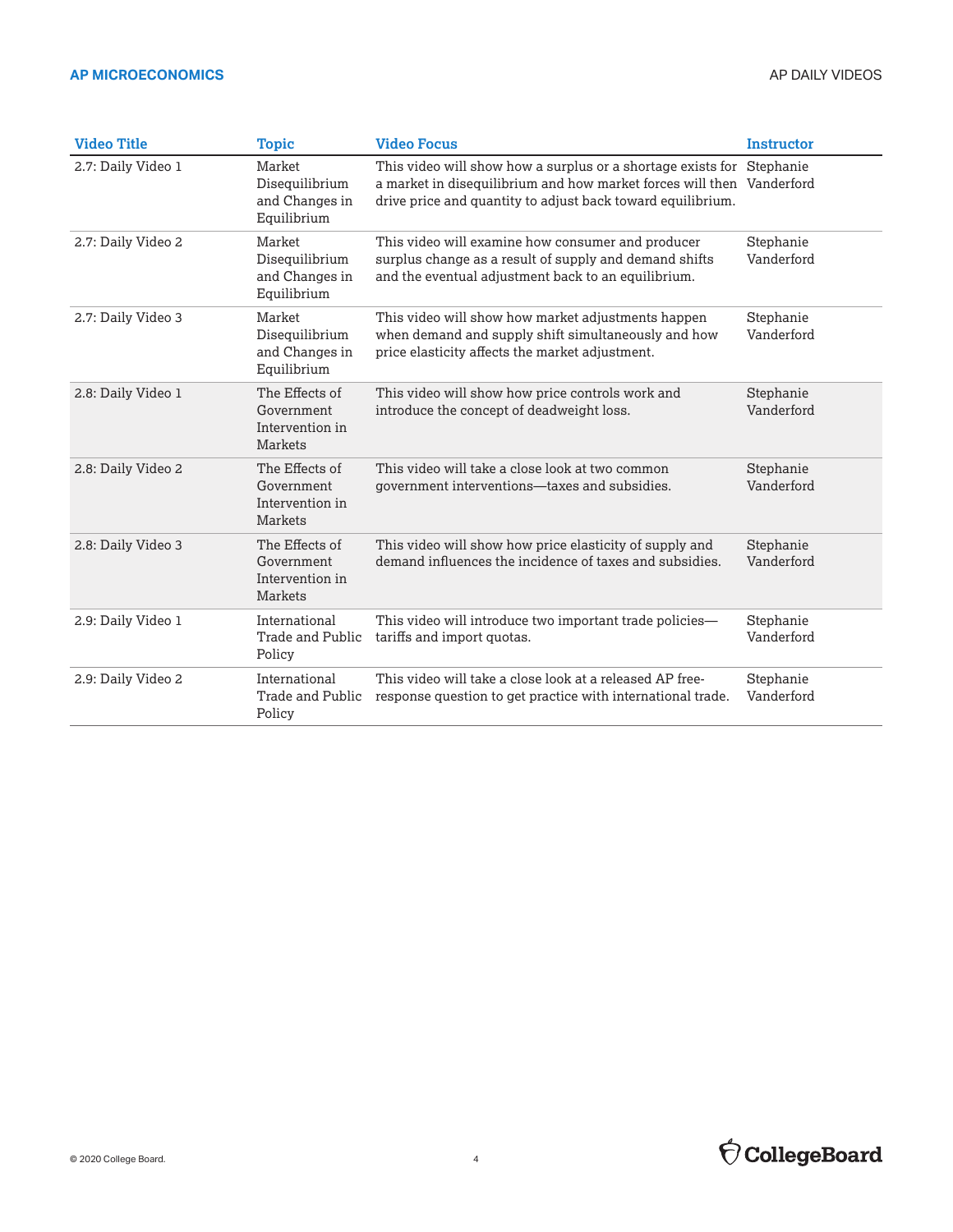| Video Title | Topic | Video Focus | Instructor |
|---|---|---|---|
| 2.7: Daily Video 1 | Market Disequilibrium and Changes in Equilibrium | This video will show how a surplus or a shortage exists for a market in disequilibrium and how market forces will then drive price and quantity to adjust back toward equilibrium. | Stephanie Vanderford |
| 2.7: Daily Video 2 | Market Disequilibrium and Changes in Equilibrium | This video will examine how consumer and producer surplus change as a result of supply and demand shifts and the eventual adjustment back to an equilibrium. | Stephanie Vanderford |
| 2.7: Daily Video 3 | Market Disequilibrium and Changes in Equilibrium | This video will show how market adjustments happen when demand and supply shift simultaneously and how price elasticity affects the market adjustment. | Stephanie Vanderford |
| 2.8: Daily Video 1 | The Effects of Government Intervention in Markets | This video will show how price controls work and introduce the concept of deadweight loss. | Stephanie Vanderford |
| 2.8: Daily Video 2 | The Effects of Government Intervention in Markets | This video will take a close look at two common government interventions—taxes and subsidies. | Stephanie Vanderford |
| 2.8: Daily Video 3 | The Effects of Government Intervention in Markets | This video will show how price elasticity of supply and demand influences the incidence of taxes and subsidies. | Stephanie Vanderford |
| 2.9: Daily Video 1 | International Trade and Public Policy | This video will introduce two important trade policies—tariffs and import quotas. | Stephanie Vanderford |
| 2.9: Daily Video 2 | International Trade and Public Policy | This video will take a close look at a released AP free-response question to get practice with international trade. | Stephanie Vanderford |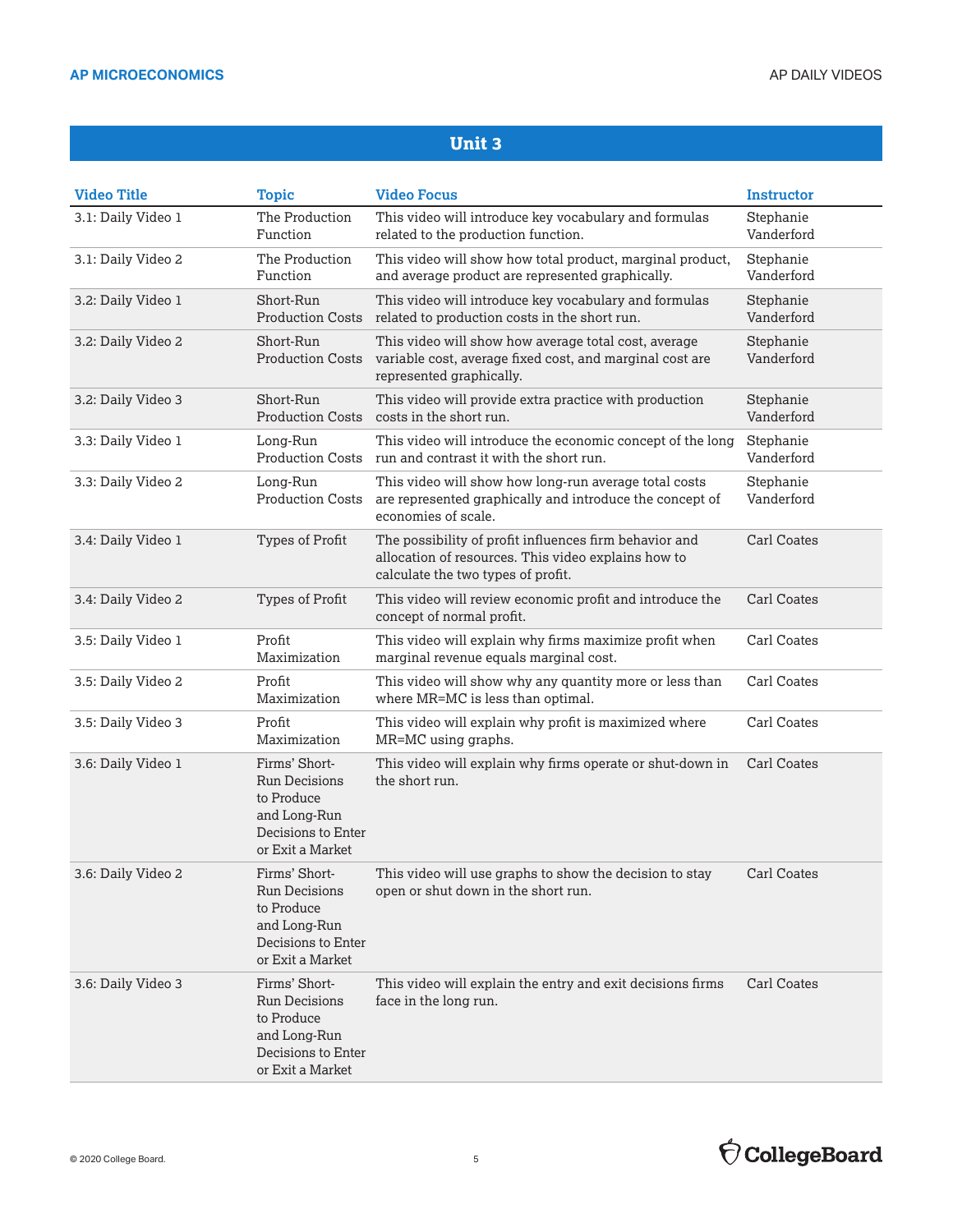## Unit 3

| Video Title | Topic | Video Focus | Instructor |
|---|---|---|---|
| 3.1: Daily Video 1 | The Production Function | This video will introduce key vocabulary and formulas related to the production function. | Stephanie Vanderford |
| 3.1: Daily Video 2 | The Production Function | This video will show how total product, marginal product, and average product are represented graphically. | Stephanie Vanderford |
| 3.2: Daily Video 1 | Short-Run Production Costs | This video will introduce key vocabulary and formulas related to production costs in the short run. | Stephanie Vanderford |
| 3.2: Daily Video 2 | Short-Run Production Costs | This video will show how average total cost, average variable cost, average fixed cost, and marginal cost are represented graphically. | Stephanie Vanderford |
| 3.2: Daily Video 3 | Short-Run Production Costs | This video will provide extra practice with production costs in the short run. | Stephanie Vanderford |
| 3.3: Daily Video 1 | Long-Run Production Costs | This video will introduce the economic concept of the long run and contrast it with the short run. | Stephanie Vanderford |
| 3.3: Daily Video 2 | Long-Run Production Costs | This video will show how long-run average total costs are represented graphically and introduce the concept of economies of scale. | Stephanie Vanderford |
| 3.4: Daily Video 1 | Types of Profit | The possibility of profit influences firm behavior and allocation of resources. This video explains how to calculate the two types of profit. | Carl Coates |
| 3.4: Daily Video 2 | Types of Profit | This video will review economic profit and introduce the concept of normal profit. | Carl Coates |
| 3.5: Daily Video 1 | Profit Maximization | This video will explain why firms maximize profit when marginal revenue equals marginal cost. | Carl Coates |
| 3.5: Daily Video 2 | Profit Maximization | This video will show why any quantity more or less than where MR=MC is less than optimal. | Carl Coates |
| 3.5: Daily Video 3 | Profit Maximization | This video will explain why profit is maximized where MR=MC using graphs. | Carl Coates |
| 3.6: Daily Video 1 | Firms' Short-Run Decisions to Produce and Long-Run Decisions to Enter or Exit a Market | This video will explain why firms operate or shut-down in the short run. | Carl Coates |
| 3.6: Daily Video 2 | Firms' Short-Run Decisions to Produce and Long-Run Decisions to Enter or Exit a Market | This video will use graphs to show the decision to stay open or shut down in the short run. | Carl Coates |
| 3.6: Daily Video 3 | Firms' Short-Run Decisions to Produce and Long-Run Decisions to Enter or Exit a Market | This video will explain the entry and exit decisions firms face in the long run. | Carl Coates |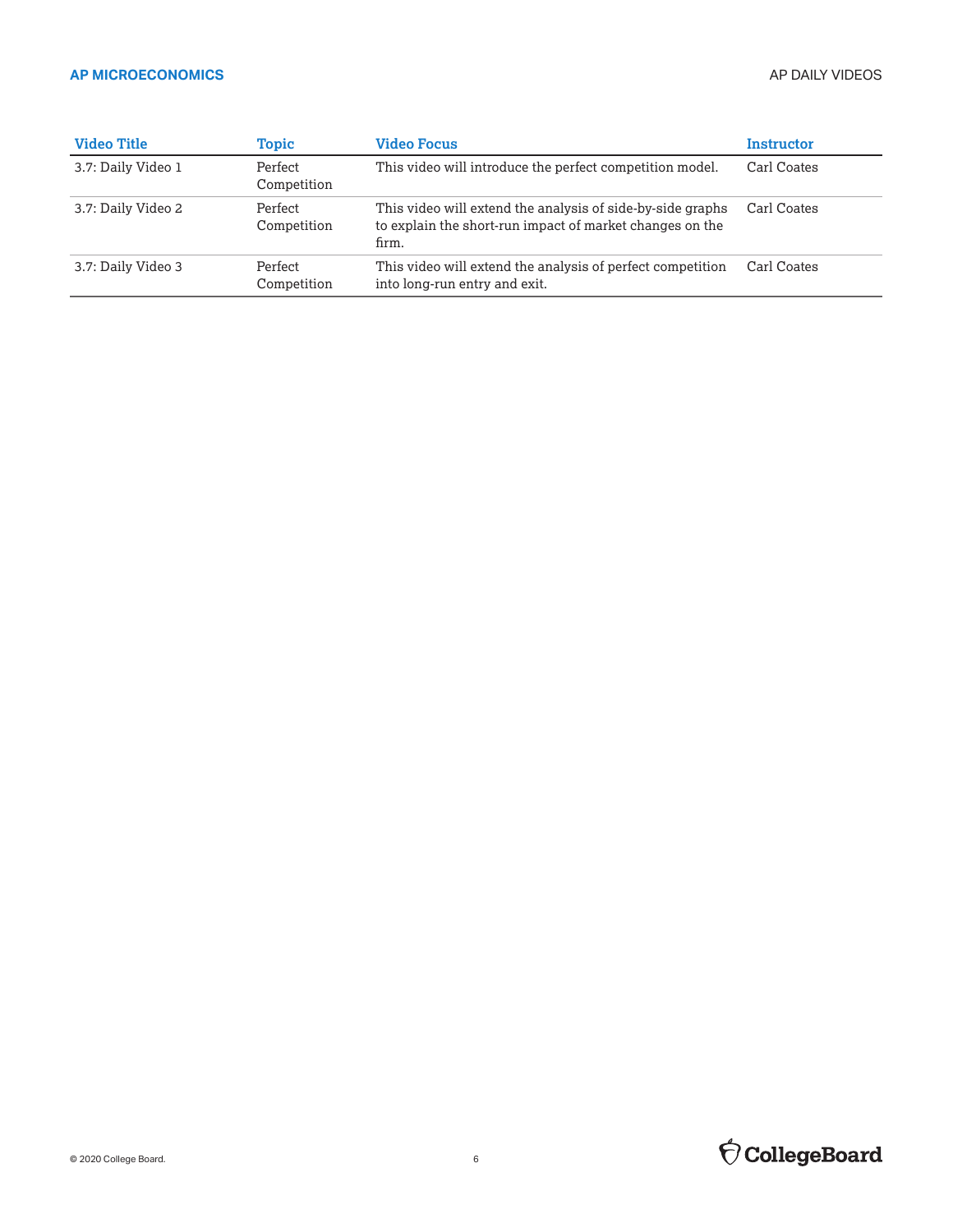| Video Title | Topic | Video Focus | Instructor |
|---|---|---|---|
| 3.7: Daily Video 1 | Perfect Competition | This video will introduce the perfect competition model. | Carl Coates |
| 3.7: Daily Video 2 | Perfect Competition | This video will extend the analysis of side-by-side graphs to explain the short-run impact of market changes on the firm. | Carl Coates |
| 3.7: Daily Video 3 | Perfect Competition | This video will extend the analysis of perfect competition into long-run entry and exit. | Carl Coates |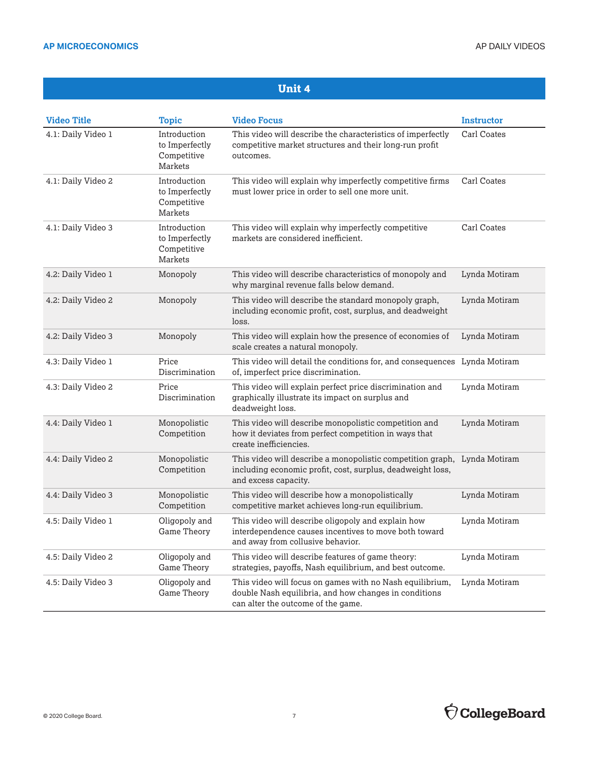## Unit 4

| Video Title | Topic | Video Focus | Instructor |
|---|---|---|---|
| 4.1: Daily Video 1 | Introduction to Imperfectly Competitive Markets | This video will describe the characteristics of imperfectly competitive market structures and their long-run profit outcomes. | Carl Coates |
| 4.1: Daily Video 2 | Introduction to Imperfectly Competitive Markets | This video will explain why imperfectly competitive firms must lower price in order to sell one more unit. | Carl Coates |
| 4.1: Daily Video 3 | Introduction to Imperfectly Competitive Markets | This video will explain why imperfectly competitive markets are considered inefficient. | Carl Coates |
| 4.2: Daily Video 1 | Monopoly | This video will describe characteristics of monopoly and why marginal revenue falls below demand. | Lynda Motiram |
| 4.2: Daily Video 2 | Monopoly | This video will describe the standard monopoly graph, including economic profit, cost, surplus, and deadweight loss. | Lynda Motiram |
| 4.2: Daily Video 3 | Monopoly | This video will explain how the presence of economies of scale creates a natural monopoly. | Lynda Motiram |
| 4.3: Daily Video 1 | Price Discrimination | This video will detail the conditions for, and consequences of, imperfect price discrimination. | Lynda Motiram |
| 4.3: Daily Video 2 | Price Discrimination | This video will explain perfect price discrimination and graphically illustrate its impact on surplus and deadweight loss. | Lynda Motiram |
| 4.4: Daily Video 1 | Monopolistic Competition | This video will describe monopolistic competition and how it deviates from perfect competition in ways that create inefficiencies. | Lynda Motiram |
| 4.4: Daily Video 2 | Monopolistic Competition | This video will describe a monopolistic competition graph, including economic profit, cost, surplus, deadweight loss, and excess capacity. | Lynda Motiram |
| 4.4: Daily Video 3 | Monopolistic Competition | This video will describe how a monopolistically competitive market achieves long-run equilibrium. | Lynda Motiram |
| 4.5: Daily Video 1 | Oligopoly and Game Theory | This video will describe oligopoly and explain how interdependence causes incentives to move both toward and away from collusive behavior. | Lynda Motiram |
| 4.5: Daily Video 2 | Oligopoly and Game Theory | This video will describe features of game theory: strategies, payoffs, Nash equilibrium, and best outcome. | Lynda Motiram |
| 4.5: Daily Video 3 | Oligopoly and Game Theory | This video will focus on games with no Nash equilibrium, double Nash equilibria, and how changes in conditions can alter the outcome of the game. | Lynda Motiram |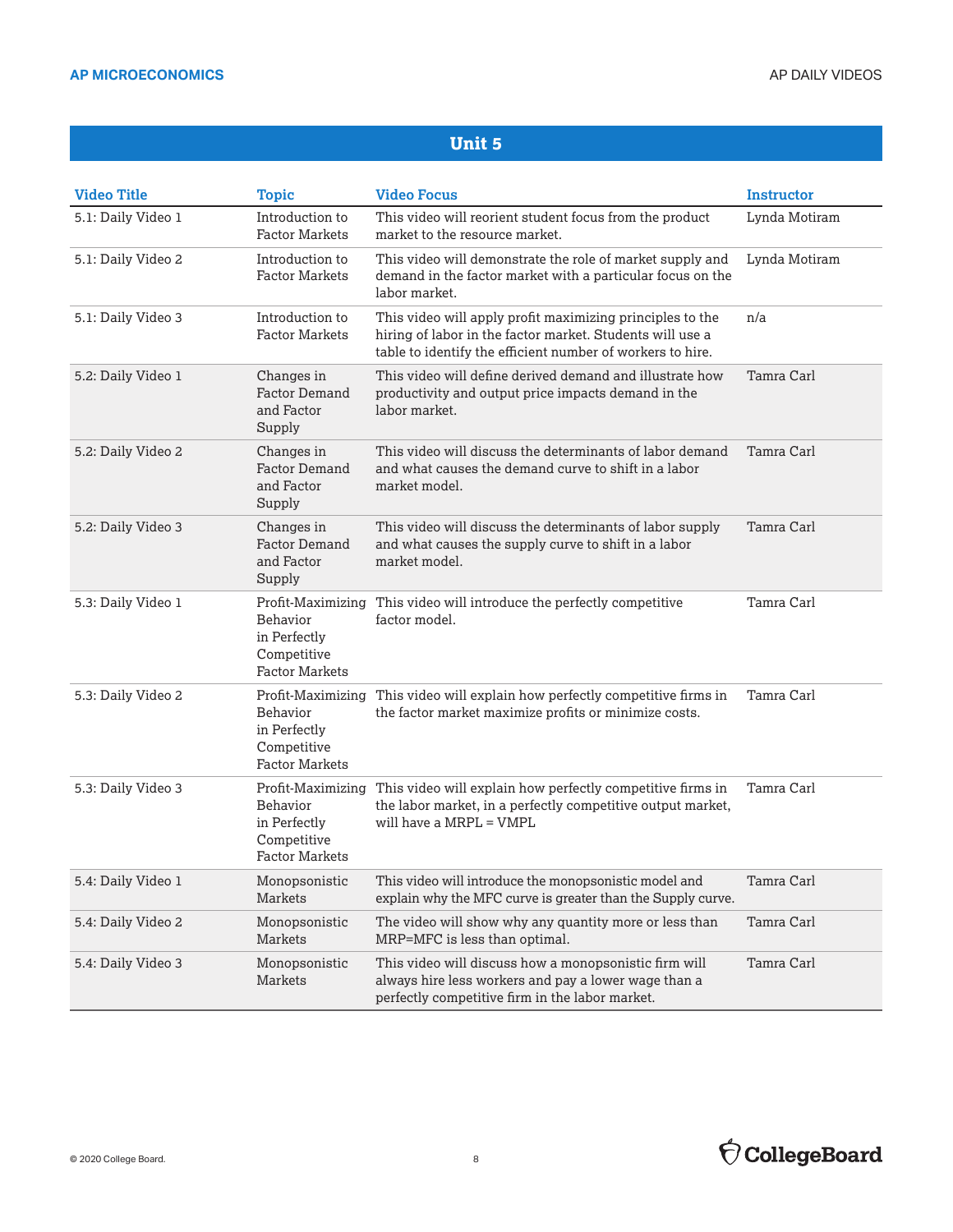## Unit 5

| Video Title | Topic | Video Focus | Instructor |
|---|---|---|---|
| 5.1: Daily Video 1 | Introduction to Factor Markets | This video will reorient student focus from the product market to the resource market. | Lynda Motiram |
| 5.1: Daily Video 2 | Introduction to Factor Markets | This video will demonstrate the role of market supply and demand in the factor market with a particular focus on the labor market. | Lynda Motiram |
| 5.1: Daily Video 3 | Introduction to Factor Markets | This video will apply profit maximizing principles to the hiring of labor in the factor market. Students will use a table to identify the efficient number of workers to hire. | n/a |
| 5.2: Daily Video 1 | Changes in Factor Demand and Factor Supply | This video will define derived demand and illustrate how productivity and output price impacts demand in the labor market. | Tamra Carl |
| 5.2: Daily Video 2 | Changes in Factor Demand and Factor Supply | This video will discuss the determinants of labor demand and what causes the demand curve to shift in a labor market model. | Tamra Carl |
| 5.2: Daily Video 3 | Changes in Factor Demand and Factor Supply | This video will discuss the determinants of labor supply and what causes the supply curve to shift in a labor market model. | Tamra Carl |
| 5.3: Daily Video 1 | Profit-Maximizing Behavior in Perfectly Competitive Factor Markets | This video will introduce the perfectly competitive factor model. | Tamra Carl |
| 5.3: Daily Video 2 | Profit-Maximizing Behavior in Perfectly Competitive Factor Markets | This video will explain how perfectly competitive firms in the factor market maximize profits or minimize costs. | Tamra Carl |
| 5.3: Daily Video 3 | Profit-Maximizing Behavior in Perfectly Competitive Factor Markets | This video will explain how perfectly competitive firms in the labor market, in a perfectly competitive output market, will have a MRPL = VMPL | Tamra Carl |
| 5.4: Daily Video 1 | Monopsonistic Markets | This video will introduce the monopsonistic model and explain why the MFC curve is greater than the Supply curve. | Tamra Carl |
| 5.4: Daily Video 2 | Monopsonistic Markets | The video will show why any quantity more or less than MRP=MFC is less than optimal. | Tamra Carl |
| 5.4: Daily Video 3 | Monopsonistic Markets | This video will discuss how a monopsonistic firm will always hire less workers and pay a lower wage than a perfectly competitive firm in the labor market. | Tamra Carl |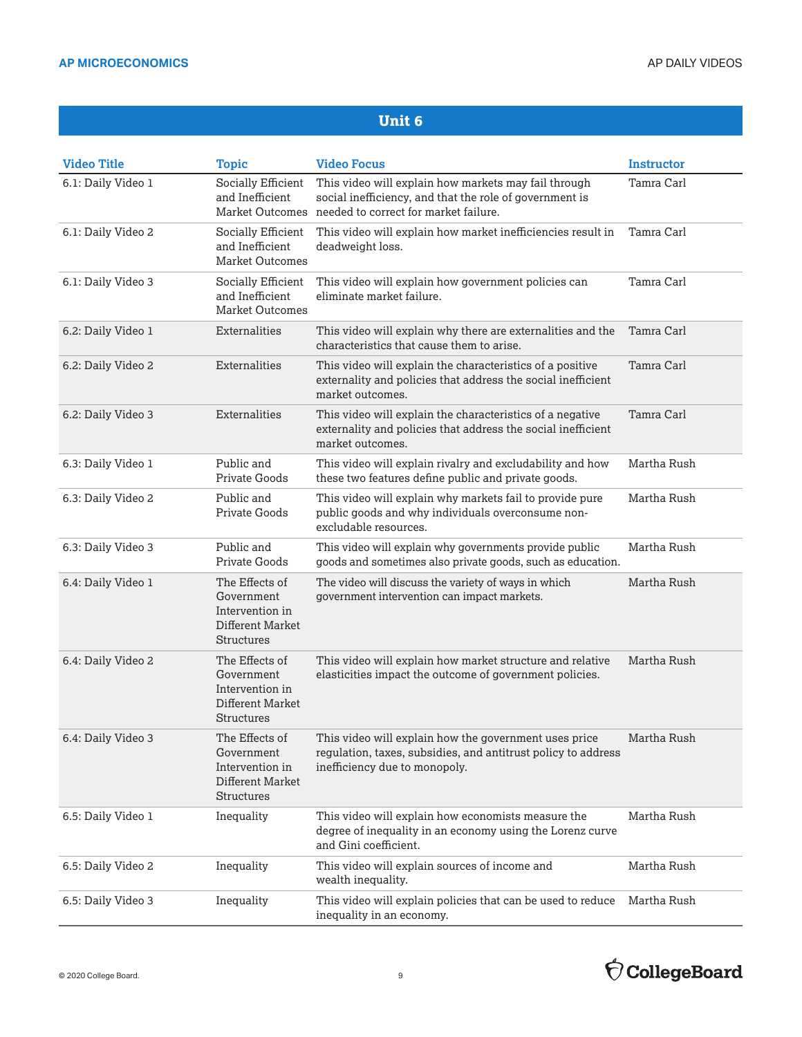## Unit 6

| Video Title | Topic | Video Focus | Instructor |
|---|---|---|---|
| 6.1: Daily Video 1 | Socially Efficient and Inefficient Market Outcomes | This video will explain how markets may fail through social inefficiency, and that the role of government is needed to correct for market failure. | Tamra Carl |
| 6.1: Daily Video 2 | Socially Efficient and Inefficient Market Outcomes | This video will explain how market inefficiencies result in deadweight loss. | Tamra Carl |
| 6.1: Daily Video 3 | Socially Efficient and Inefficient Market Outcomes | This video will explain how government policies can eliminate market failure. | Tamra Carl |
| 6.2: Daily Video 1 | Externalities | This video will explain why there are externalities and the characteristics that cause them to arise. | Tamra Carl |
| 6.2: Daily Video 2 | Externalities | This video will explain the characteristics of a positive externality and policies that address the social inefficient market outcomes. | Tamra Carl |
| 6.2: Daily Video 3 | Externalities | This video will explain the characteristics of a negative externality and policies that address the social inefficient market outcomes. | Tamra Carl |
| 6.3: Daily Video 1 | Public and Private Goods | This video will explain rivalry and excludability and how these two features define public and private goods. | Martha Rush |
| 6.3: Daily Video 2 | Public and Private Goods | This video will explain why markets fail to provide pure public goods and why individuals overconsume non-excludable resources. | Martha Rush |
| 6.3: Daily Video 3 | Public and Private Goods | This video will explain why governments provide public goods and sometimes also private goods, such as education. | Martha Rush |
| 6.4: Daily Video 1 | The Effects of Government Intervention in Different Market Structures | The video will discuss the variety of ways in which government intervention can impact markets. | Martha Rush |
| 6.4: Daily Video 2 | The Effects of Government Intervention in Different Market Structures | This video will explain how market structure and relative elasticities impact the outcome of government policies. | Martha Rush |
| 6.4: Daily Video 3 | The Effects of Government Intervention in Different Market Structures | This video will explain how the government uses price regulation, taxes, subsidies, and antitrust policy to address inefficiency due to monopoly. | Martha Rush |
| 6.5: Daily Video 1 | Inequality | This video will explain how economists measure the degree of inequality in an economy using the Lorenz curve and Gini coefficient. | Martha Rush |
| 6.5: Daily Video 2 | Inequality | This video will explain sources of income and wealth inequality. | Martha Rush |
| 6.5: Daily Video 3 | Inequality | This video will explain policies that can be used to reduce inequality in an economy. | Martha Rush |